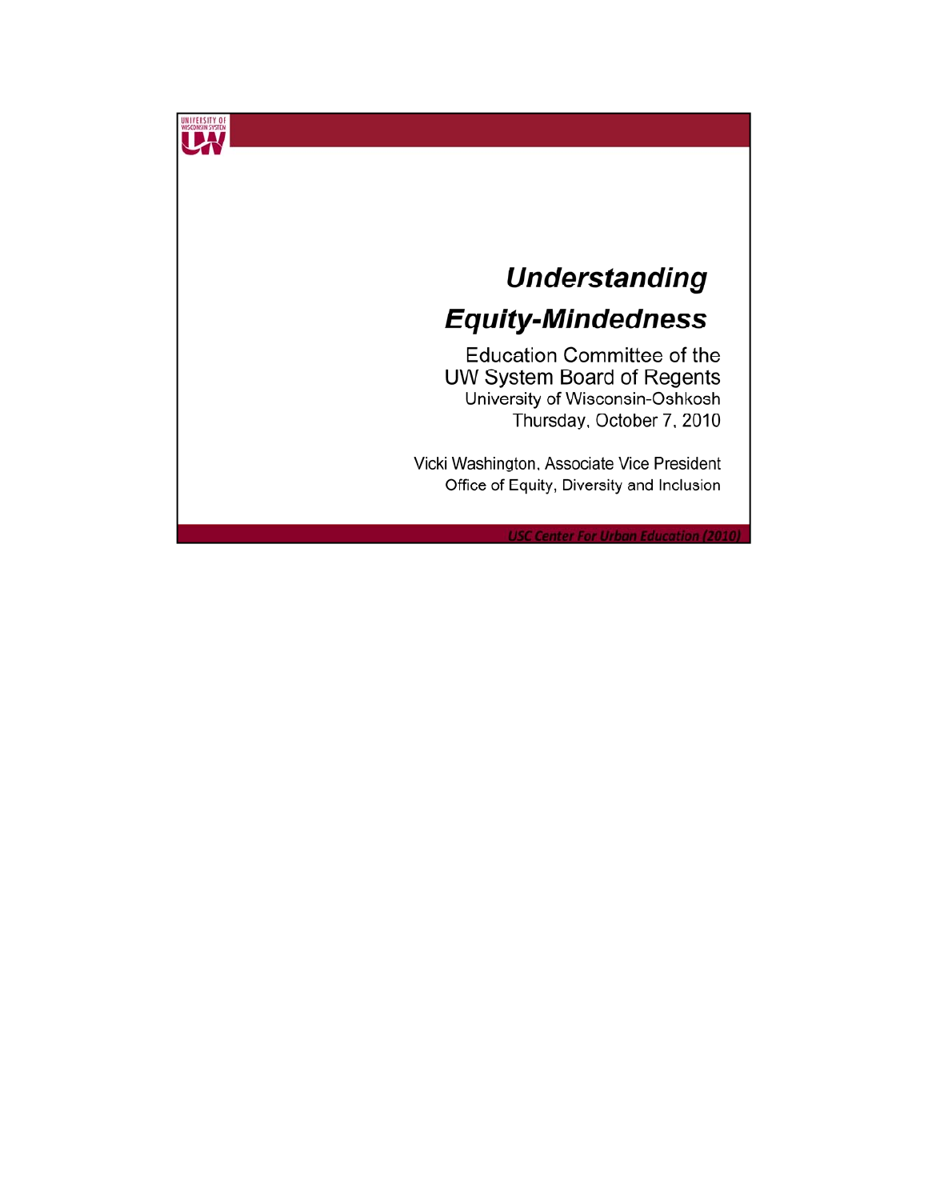# *Understanding Equity-Mindedness*

Education Committee of the
UW System Board of Regents
University of Wisconsin-Oshkosh
Thursday, October 7, 2010

Vicki Washington, Associate Vice President
Office of Equity, Diversity and Inclusion

*USC Center For Urban Education (2010)*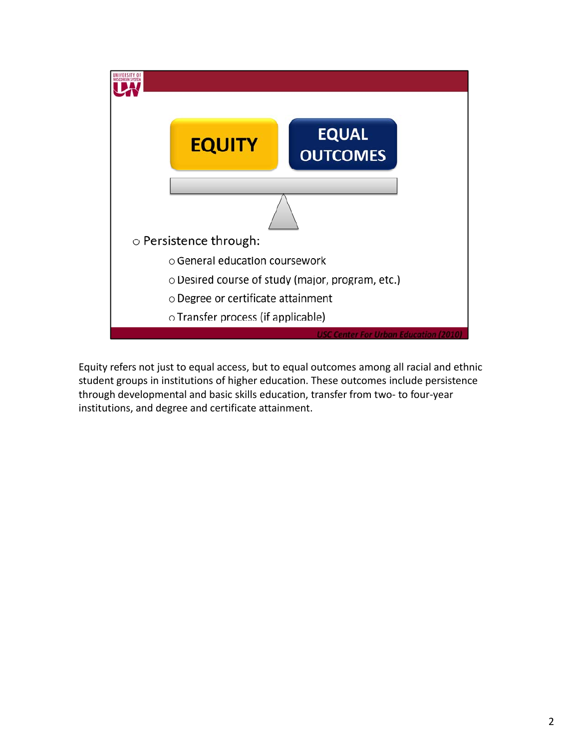**EQUITY** | **EQUAL OUTCOMES**

- Persistence through:
  - General education coursework
  - Desired course of study (major, program, etc.)
  - Degree or certificate attainment
  - Transfer process (if applicable)

*USC Center For Urban Education (2010)*

Equity refers not just to equal access, but to equal outcomes among all racial and ethnic student groups in institutions of higher education. These outcomes include persistence through developmental and basic skills education, transfer from two- to four-year institutions, and degree and certificate attainment.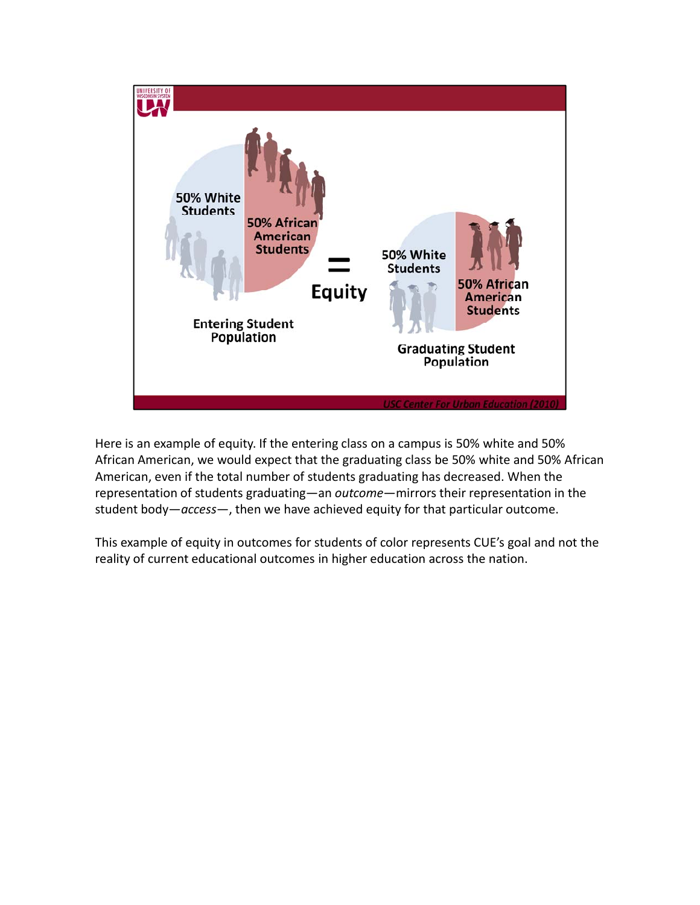50% White Students

50% African American Students

Entering Student Population

= Equity

50% White Students

50% African American Students

Graduating Student Population

USC Center For Urban Education (2010)

Here is an example of equity. If the entering class on a campus is 50% white and 50% African American, we would expect that the graduating class be 50% white and 50% African American, even if the total number of students graduating has decreased. When the representation of students graduating—an *outcome*—mirrors their representation in the student body—*access*—, then we have achieved equity for that particular outcome.

This example of equity in outcomes for students of color represents CUE's goal and not the reality of current educational outcomes in higher education across the nation.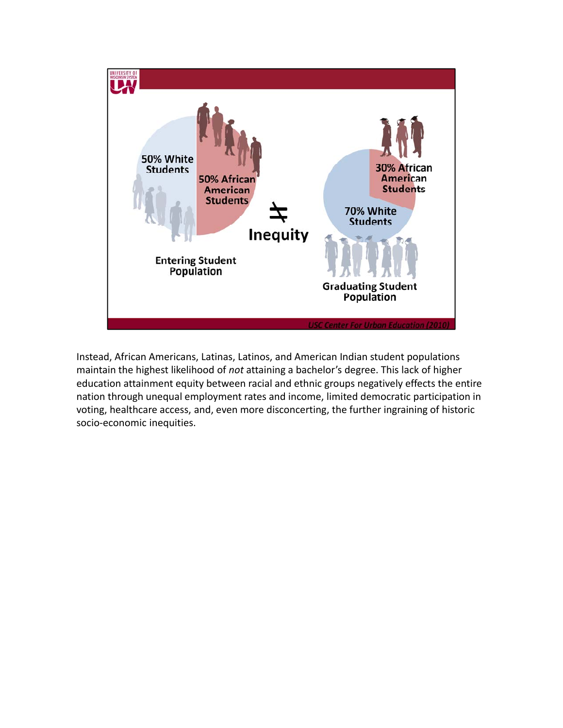50% White Students

50% African American Students

≠ Inequity

30% African American Students

70% White Students

Entering Student Population

Graduating Student Population

USC Center For Urban Education (2010)

Instead, African Americans, Latinas, Latinos, and American Indian student populations maintain the highest likelihood of *not* attaining a bachelor's degree. This lack of higher education attainment equity between racial and ethnic groups negatively effects the entire nation through unequal employment rates and income, limited democratic participation in voting, healthcare access, and, even more disconcerting, the further ingraining of historic socio-economic inequities.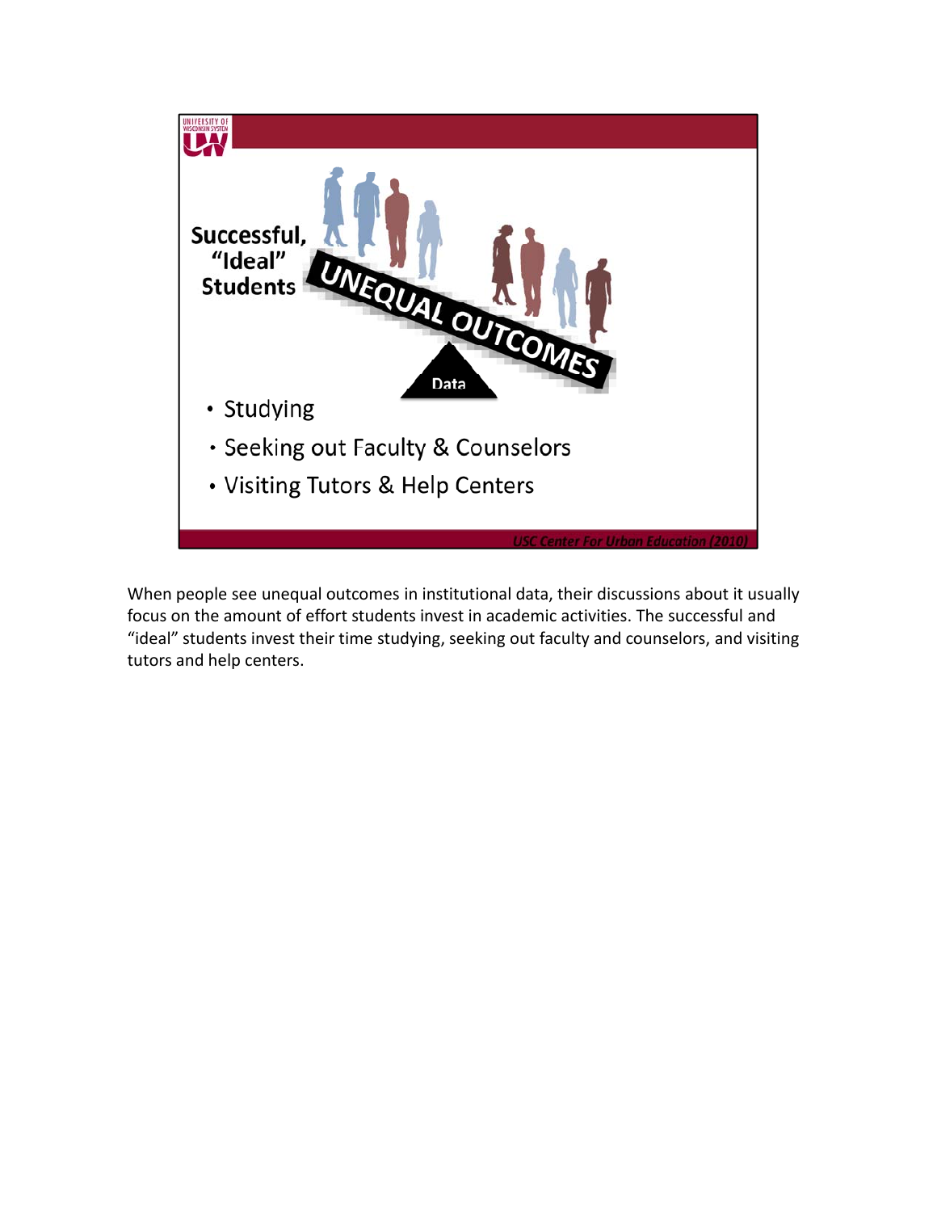Successful, "Ideal" Students

UNEQUAL OUTCOMES

Data

- Studying
- Seeking out Faculty & Counselors
- Visiting Tutors & Help Centers

*USC Center For Urban Education (2010)*

When people see unequal outcomes in institutional data, their discussions about it usually focus on the amount of effort students invest in academic activities. The successful and "ideal" students invest their time studying, seeking out faculty and counselors, and visiting tutors and help centers.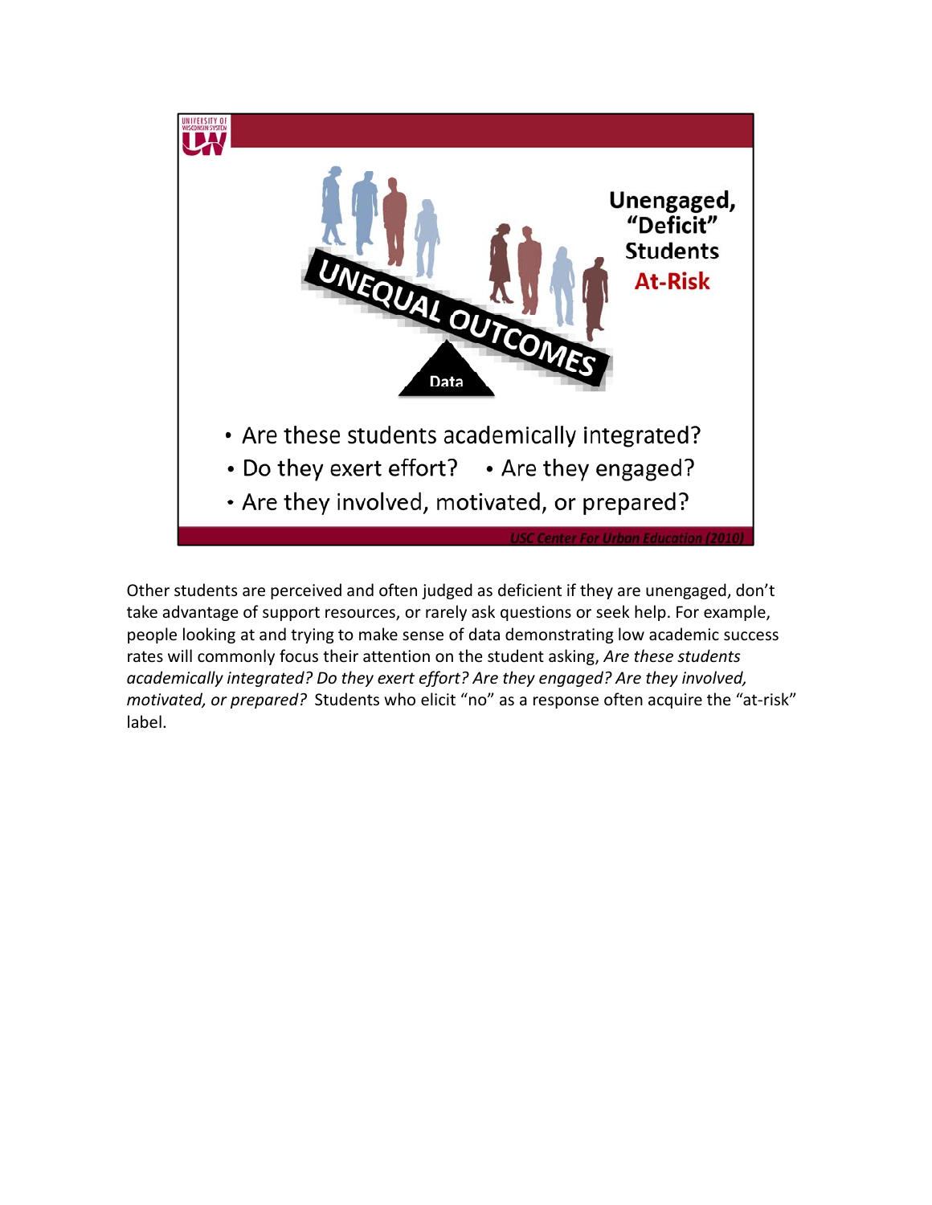Unengaged, "Deficit" Students

At-Risk

UNEQUAL OUTCOMES

Data

- Are these students academically integrated?
- Do they exert effort?
- Are they engaged?
- Are they involved, motivated, or prepared?

USC Center For Urban Education (2010)

Other students are perceived and often judged as deficient if they are unengaged, don't take advantage of support resources, or rarely ask questions or seek help. For example, people looking at and trying to make sense of data demonstrating low academic success rates will commonly focus their attention on the student asking, *Are these students academically integrated? Do they exert effort? Are they engaged? Are they involved, motivated, or prepared?* Students who elicit "no" as a response often acquire the "at-risk" label.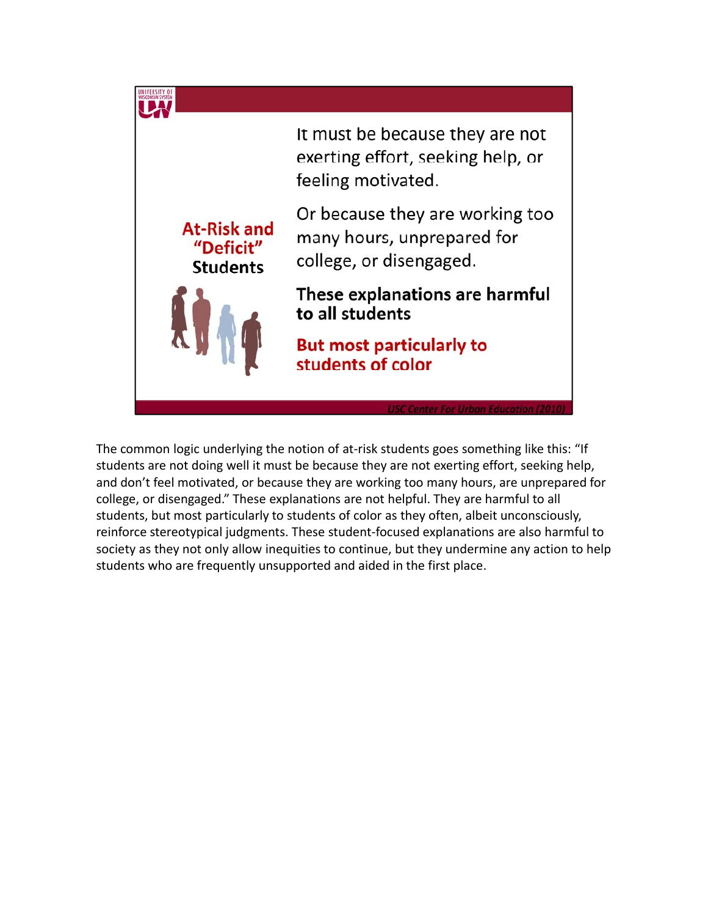**At-Risk and "Deficit" Students**

It must be because they are not exerting effort, seeking help, or feeling motivated.

Or because they are working too many hours, unprepared for college, or disengaged.

**These explanations are harmful to all students**

**But most particularly to students of color**

*USC Center For Urban Education (2010)*

The common logic underlying the notion of at-risk students goes something like this: "If students are not doing well it must be because they are not exerting effort, seeking help, and don't feel motivated, or because they are working too many hours, are unprepared for college, or disengaged." These explanations are not helpful. They are harmful to all students, but most particularly to students of color as they often, albeit unconsciously, reinforce stereotypical judgments. These student-focused explanations are also harmful to society as they not only allow inequities to continue, but they undermine any action to help students who are frequently unsupported and aided in the first place.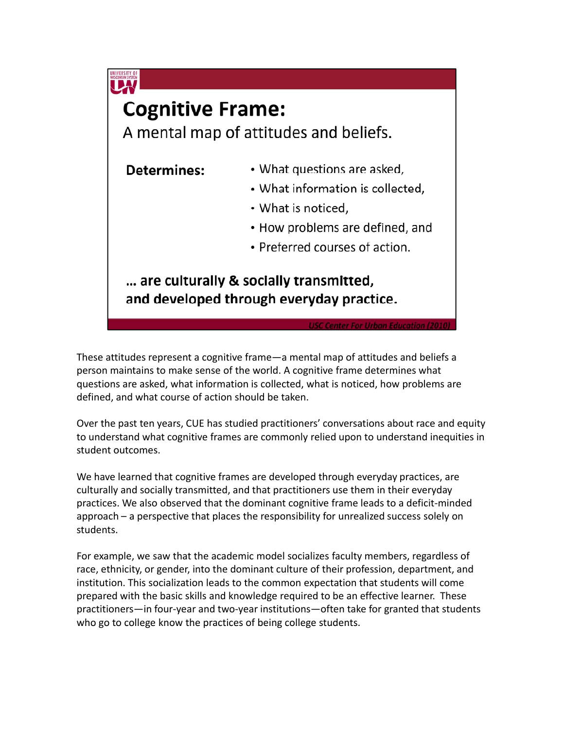UNIVERSITY OF WISCONSIN SYSTEM

## Cognitive Frame:

A mental map of attitudes and beliefs.

**Determines:**

- What questions are asked,
- What information is collected,
- What is noticed,
- How problems are defined, and
- Preferred courses of action.

**… are culturally & socially transmitted, and developed through everyday practice.**

*USC Center For Urban Education (2010)*

These attitudes represent a cognitive frame—a mental map of attitudes and beliefs a person maintains to make sense of the world. A cognitive frame determines what questions are asked, what information is collected, what is noticed, how problems are defined, and what course of action should be taken.

Over the past ten years, CUE has studied practitioners' conversations about race and equity to understand what cognitive frames are commonly relied upon to understand inequities in student outcomes.

We have learned that cognitive frames are developed through everyday practices, are culturally and socially transmitted, and that practitioners use them in their everyday practices. We also observed that the dominant cognitive frame leads to a deficit-minded approach – a perspective that places the responsibility for unrealized success solely on students.

For example, we saw that the academic model socializes faculty members, regardless of race, ethnicity, or gender, into the dominant culture of their profession, department, and institution. This socialization leads to the common expectation that students will come prepared with the basic skills and knowledge required to be an effective learner. These practitioners—in four-year and two-year institutions—often take for granted that students who go to college know the practices of being college students.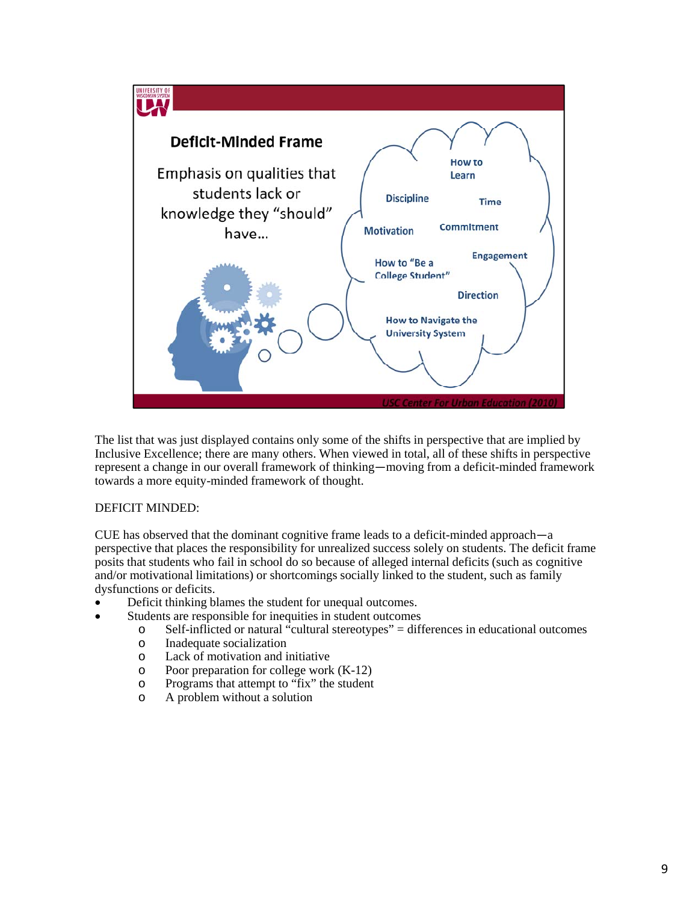## Deficit-Minded Frame

Emphasis on qualities that students lack or knowledge they "should" have...

How to Learn

Discipline

Time

Motivation

Commitment

Engagement

How to "Be a College Student"

Direction

How to Navigate the University System

USC Center For Urban Education (2010)

The list that was just displayed contains only some of the shifts in perspective that are implied by Inclusive Excellence; there are many others. When viewed in total, all of these shifts in perspective represent a change in our overall framework of thinking—moving from a deficit-minded framework towards a more equity-minded framework of thought.

DEFICIT MINDED:

CUE has observed that the dominant cognitive frame leads to a deficit-minded approach—a perspective that places the responsibility for unrealized success solely on students. The deficit frame posits that students who fail in school do so because of alleged internal deficits (such as cognitive and/or motivational limitations) or shortcomings socially linked to the student, such as family dysfunctions or deficits.

- Deficit thinking blames the student for unequal outcomes.
- Students are responsible for inequities in student outcomes
  - Self-inflicted or natural "cultural stereotypes" = differences in educational outcomes
  - Inadequate socialization
  - Lack of motivation and initiative
  - Poor preparation for college work (K-12)
  - Programs that attempt to "fix" the student
  - A problem without a solution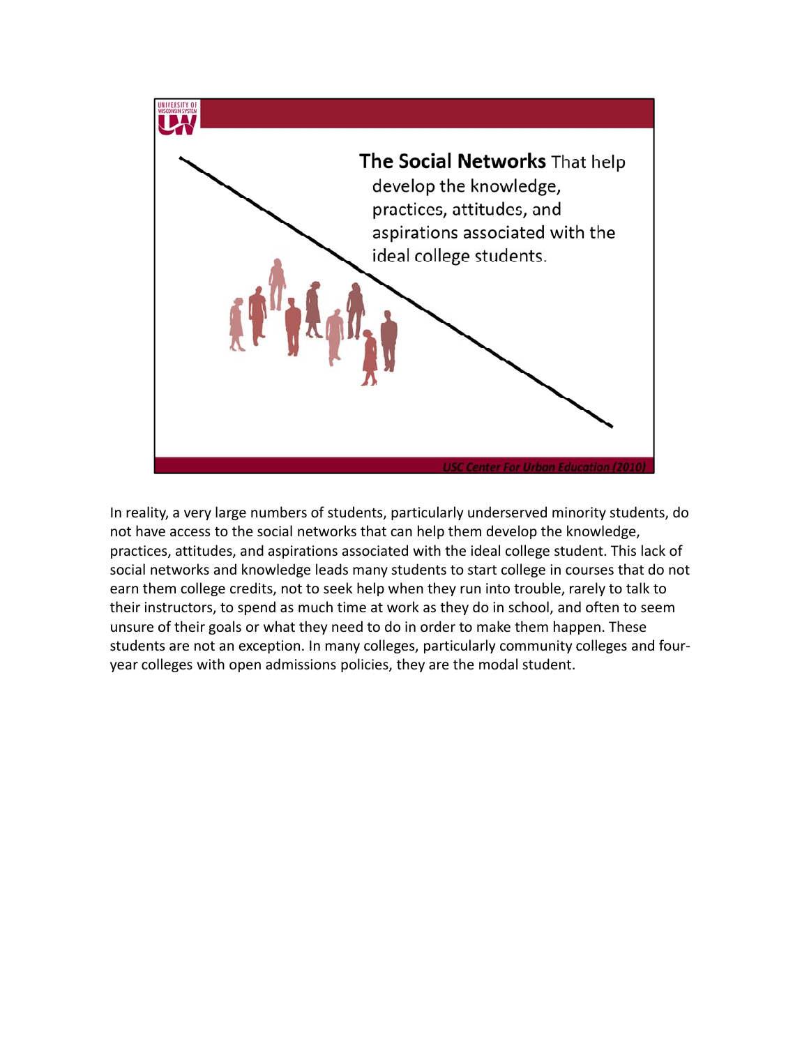**The Social Networks** That help develop the knowledge, practices, attitudes, and aspirations associated with the ideal college students.

*USC Center For Urban Education (2010)*

In reality, a very large numbers of students, particularly underserved minority students, do not have access to the social networks that can help them develop the knowledge, practices, attitudes, and aspirations associated with the ideal college student. This lack of social networks and knowledge leads many students to start college in courses that do not earn them college credits, not to seek help when they run into trouble, rarely to talk to their instructors, to spend as much time at work as they do in school, and often to seem unsure of their goals or what they need to do in order to make them happen. These students are not an exception. In many colleges, particularly community colleges and four-year colleges with open admissions policies, they are the modal student.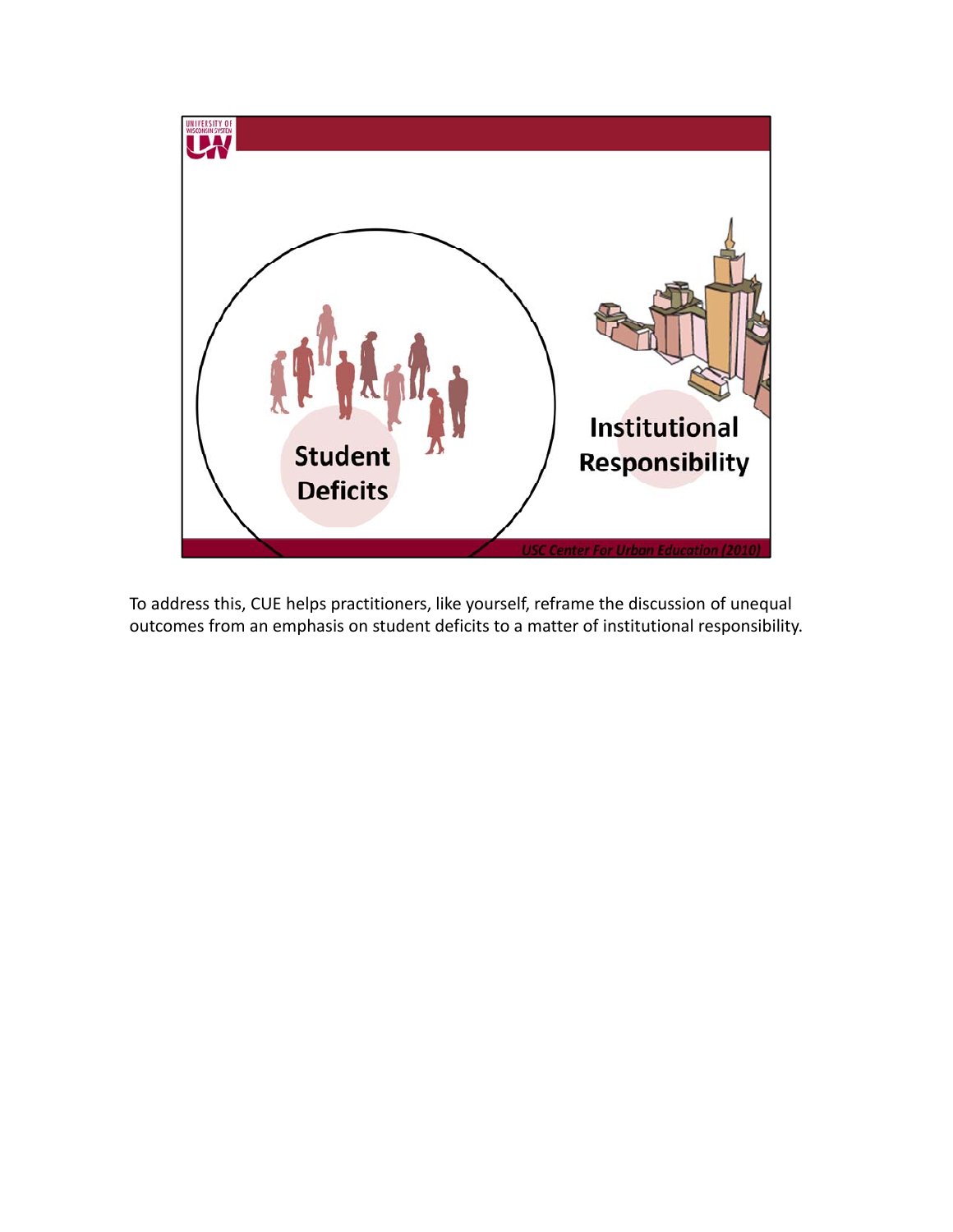Student Deficits

Institutional Responsibility

*USC Center For Urban Education (2010)*

To address this, CUE helps practitioners, like yourself, reframe the discussion of unequal outcomes from an emphasis on student deficits to a matter of institutional responsibility.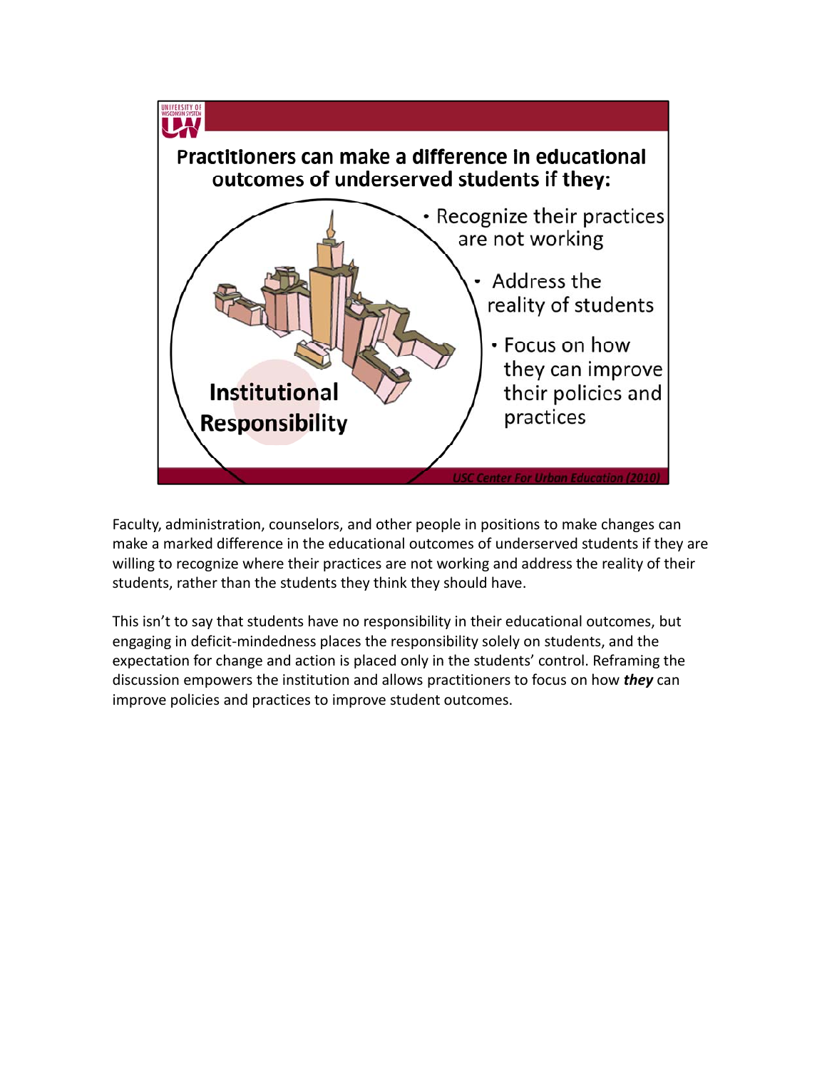## Practitioners can make a difference in educational outcomes of underserved students if they:

**Institutional Responsibility**

- Recognize their practices are not working
- Address the reality of students
- Focus on how they can improve their policies and practices

*USC Center For Urban Education (2010)*

Faculty, administration, counselors, and other people in positions to make changes can make a marked difference in the educational outcomes of underserved students if they are willing to recognize where their practices are not working and address the reality of their students, rather than the students they think they should have.

This isn't to say that students have no responsibility in their educational outcomes, but engaging in deficit-mindedness places the responsibility solely on students, and the expectation for change and action is placed only in the students' control. Reframing the discussion empowers the institution and allows practitioners to focus on how ***they*** can improve policies and practices to improve student outcomes.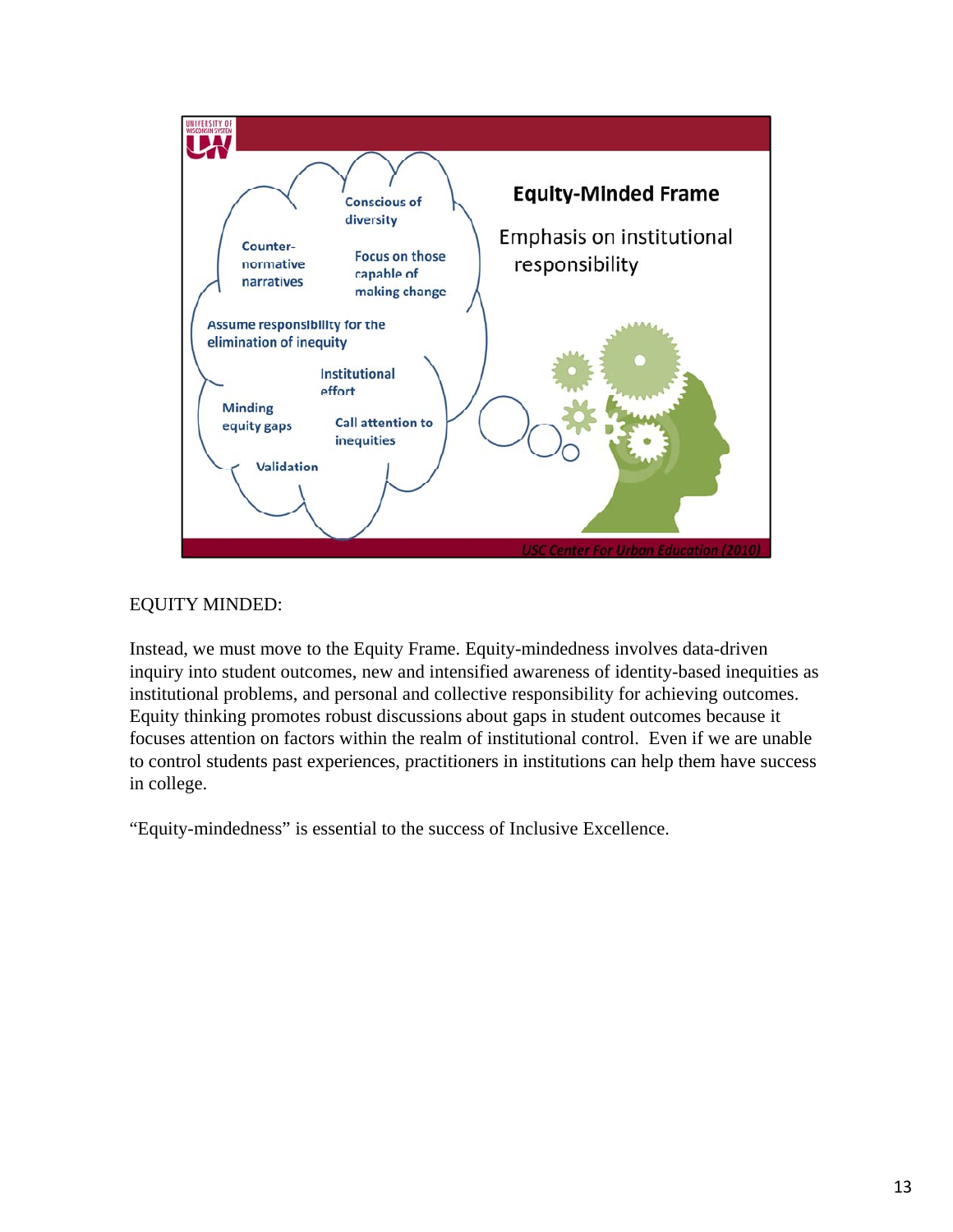**Equity-Minded Frame**

Emphasis on institutional responsibility

- Conscious of diversity
- Counter-normative narratives
- Focus on those capable of making change
- Assume responsibility for the elimination of inequity
- Institutional effort
- Minding equity gaps
- Call attention to inequities
- Validation

*USC Center For Urban Education (2010)*

EQUITY MINDED:

Instead, we must move to the Equity Frame. Equity-mindedness involves data-driven inquiry into student outcomes, new and intensified awareness of identity-based inequities as institutional problems, and personal and collective responsibility for achieving outcomes. Equity thinking promotes robust discussions about gaps in student outcomes because it focuses attention on factors within the realm of institutional control. Even if we are unable to control students past experiences, practitioners in institutions can help them have success in college.

"Equity-mindedness" is essential to the success of Inclusive Excellence.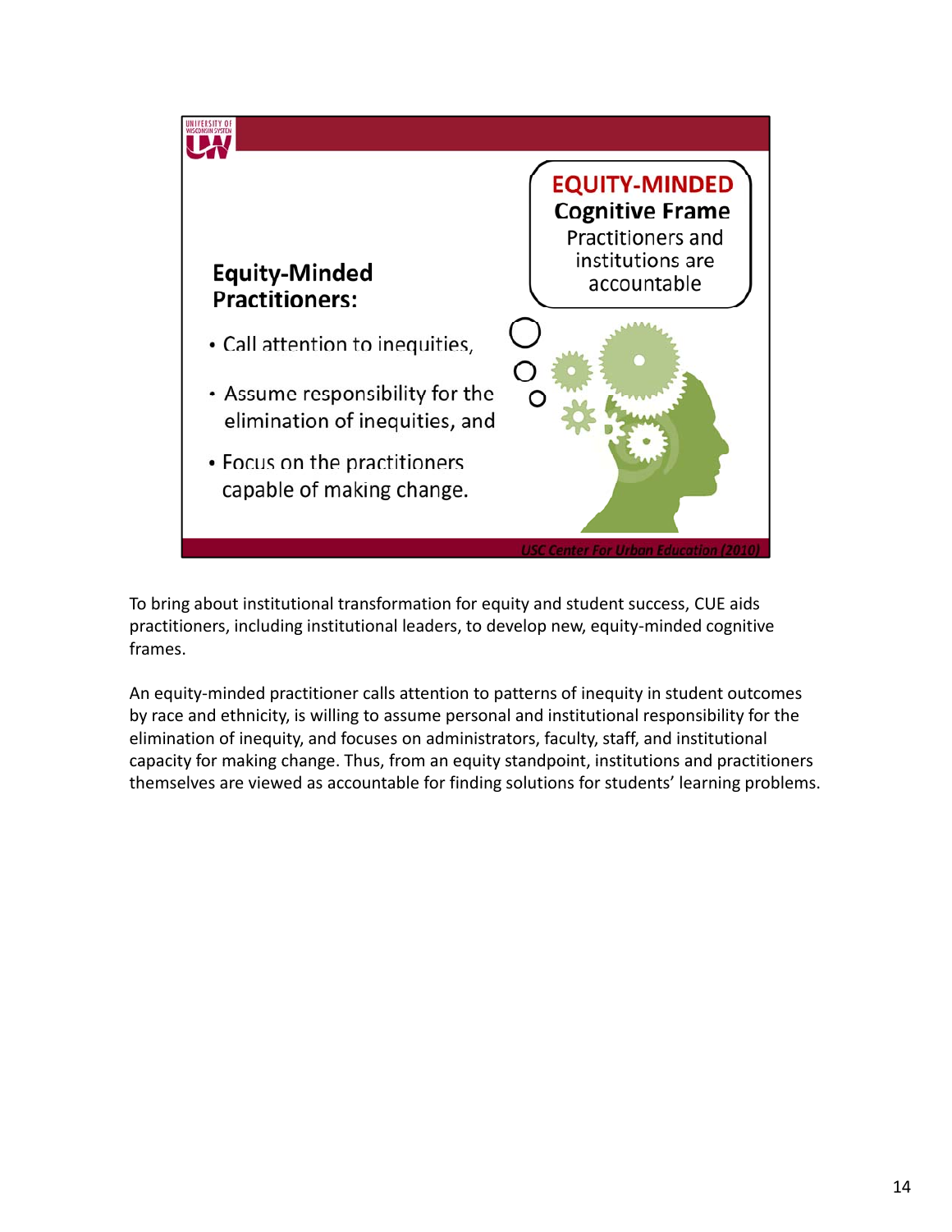UNIVERSITY OF WISCONSIN SYSTEM

UW

**Equity-Minded Practitioners:**

- Call attention to inequities,
- Assume responsibility for the elimination of inequities, and
- Focus on the practitioners capable of making change.

**EQUITY-MINDED**
**Cognitive Frame**
Practitioners and institutions are accountable

*USC Center For Urban Education (2010)*

To bring about institutional transformation for equity and student success, CUE aids practitioners, including institutional leaders, to develop new, equity-minded cognitive frames.

An equity-minded practitioner calls attention to patterns of inequity in student outcomes by race and ethnicity, is willing to assume personal and institutional responsibility for the elimination of inequity, and focuses on administrators, faculty, staff, and institutional capacity for making change. Thus, from an equity standpoint, institutions and practitioners themselves are viewed as accountable for finding solutions for students' learning problems.